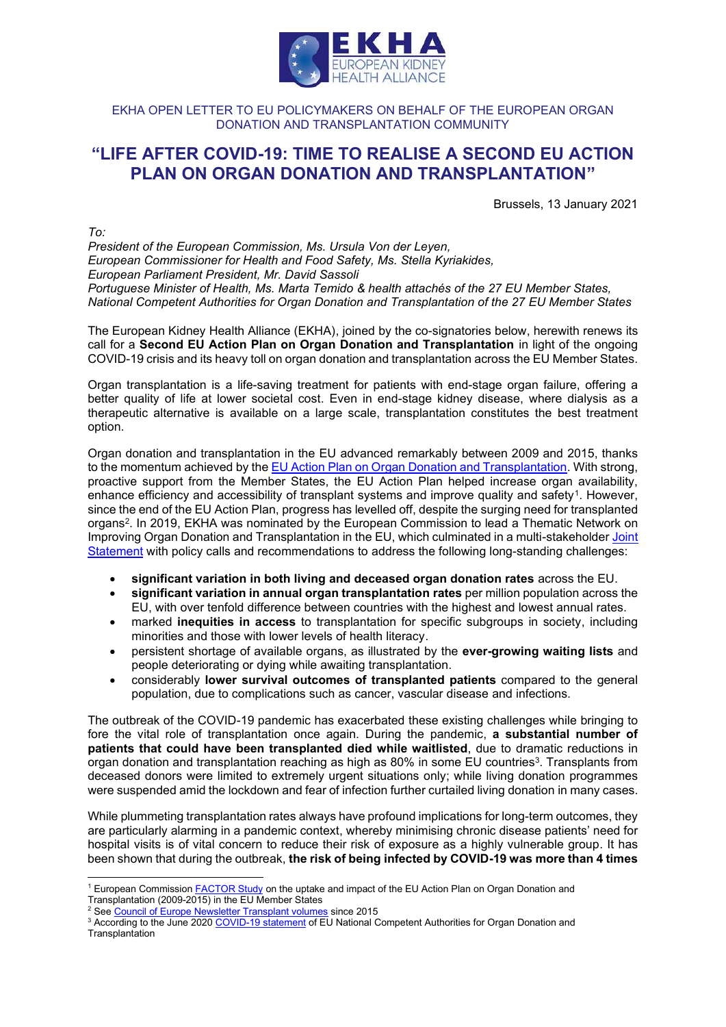EKHA OPEN LETTER TO EU POLICYMAKERS ON BEHALF OF THE EUROPEAN ORGAN DONATION AND TRANSPLANTATION COMMUNITY

# "LIFE AFTER COVID-19: TIME TO REALISE A SECOND EU ACTION PLAN ON ORGAN DONATION AND TRANSPLANTATION"

Brussels, 13 January 2021

*To:*
*President of the European Commission, Ms. Ursula Von der Leyen,*
*European Commissioner for Health and Food Safety, Ms. Stella Kyriakides,*
*European Parliament President, Mr. David Sassoli*
*Portuguese Minister of Health, Ms. Marta Temido & health attachés of the 27 EU Member States,*
*National Competent Authorities for Organ Donation and Transplantation of the 27 EU Member States*

The European Kidney Health Alliance (EKHA), joined by the co-signatories below, herewith renews its call for a **Second EU Action Plan on Organ Donation and Transplantation** in light of the ongoing COVID-19 crisis and its heavy toll on organ donation and transplantation across the EU Member States.

Organ transplantation is a life-saving treatment for patients with end-stage organ failure, offering a better quality of life at lower societal cost. Even in end-stage kidney disease, where dialysis as a therapeutic alternative is available on a large scale, transplantation constitutes the best treatment option.

Organ donation and transplantation in the EU advanced remarkably between 2009 and 2015, thanks to the momentum achieved by the EU Action Plan on Organ Donation and Transplantation. With strong, proactive support from the Member States, the EU Action Plan helped increase organ availability, enhance efficiency and accessibility of transplant systems and improve quality and safety[1]. However, since the end of the EU Action Plan, progress has levelled off, despite the surging need for transplanted organs[2]. In 2019, EKHA was nominated by the European Commission to lead a Thematic Network on Improving Organ Donation and Transplantation in the EU, which culminated in a multi-stakeholder Joint Statement with policy calls and recommendations to address the following long-standing challenges:

- **significant variation in both living and deceased organ donation rates** across the EU.
- **significant variation in annual organ transplantation rates** per million population across the EU, with over tenfold difference between countries with the highest and lowest annual rates.
- marked **inequities in access** to transplantation for specific subgroups in society, including minorities and those with lower levels of health literacy.
- persistent shortage of available organs, as illustrated by the **ever-growing waiting lists** and people deteriorating or dying while awaiting transplantation.
- considerably **lower survival outcomes of transplanted patients** compared to the general population, due to complications such as cancer, vascular disease and infections.

The outbreak of the COVID-19 pandemic has exacerbated these existing challenges while bringing to fore the vital role of transplantation once again. During the pandemic, **a substantial number of patients that could have been transplanted died while waitlisted**, due to dramatic reductions in organ donation and transplantation reaching as high as 80% in some EU countries[3]. Transplants from deceased donors were limited to extremely urgent situations only; while living donation programmes were suspended amid the lockdown and fear of infection further curtailed living donation in many cases.

While plummeting transplantation rates always have profound implications for long-term outcomes, they are particularly alarming in a pandemic context, whereby minimising chronic disease patients' need for hospital visits is of vital concern to reduce their risk of exposure as a highly vulnerable group. It has been shown that during the outbreak, **the risk of being infected by COVID-19 was more than 4 times**

---

[1] European Commission FACTOR Study on the uptake and impact of the EU Action Plan on Organ Donation and Transplantation (2009-2015) in the EU Member States

[2] See Council of Europe Newsletter Transplant volumes since 2015

[3] According to the June 2020 COVID-19 statement of EU National Competent Authorities for Organ Donation and Transplantation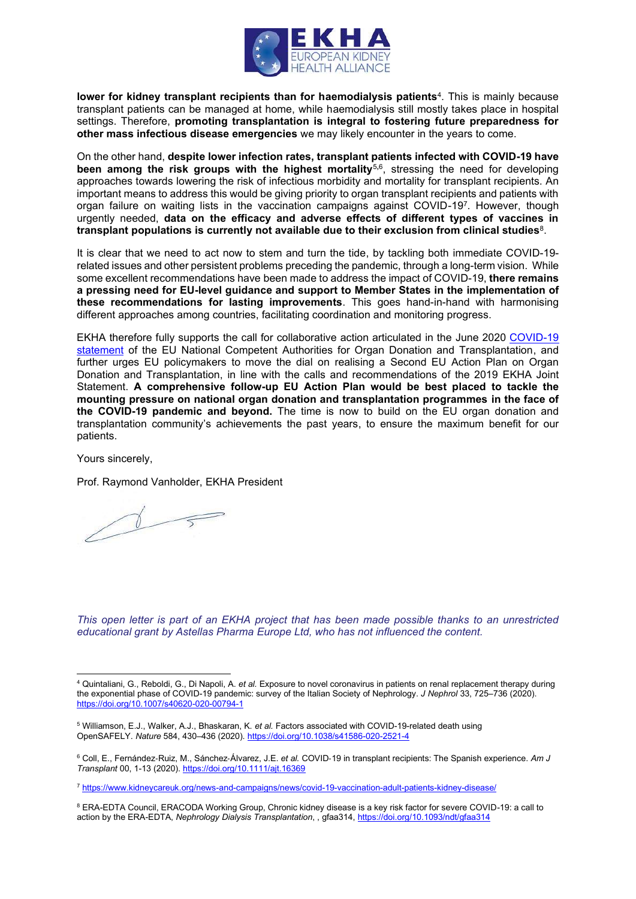**lower for kidney transplant recipients than for haemodialysis patients**[4]. This is mainly because transplant patients can be managed at home, while haemodialysis still mostly takes place in hospital settings. Therefore, **promoting transplantation is integral to fostering future preparedness for other mass infectious disease emergencies** we may likely encounter in the years to come.

On the other hand, **despite lower infection rates, transplant patients infected with COVID-19 have been among the risk groups with the highest mortality**[5,6], stressing the need for developing approaches towards lowering the risk of infectious morbidity and mortality for transplant recipients. An important means to address this would be giving priority to organ transplant recipients and patients with organ failure on waiting lists in the vaccination campaigns against COVID-19[7]. However, though urgently needed, **data on the efficacy and adverse effects of different types of vaccines in transplant populations is currently not available due to their exclusion from clinical studies**[8].

It is clear that we need to act now to stem and turn the tide, by tackling both immediate COVID-19-related issues and other persistent problems preceding the pandemic, through a long-term vision. While some excellent recommendations have been made to address the impact of COVID-19, **there remains a pressing need for EU-level guidance and support to Member States in the implementation of these recommendations for lasting improvements**. This goes hand-in-hand with harmonising different approaches among countries, facilitating coordination and monitoring progress.

EKHA therefore fully supports the call for collaborative action articulated in the June 2020 COVID-19 statement of the EU National Competent Authorities for Organ Donation and Transplantation, and further urges EU policymakers to move the dial on realising a Second EU Action Plan on Organ Donation and Transplantation, in line with the calls and recommendations of the 2019 EKHA Joint Statement. **A comprehensive follow-up EU Action Plan would be best placed to tackle the mounting pressure on national organ donation and transplantation programmes in the face of the COVID-19 pandemic and beyond.** The time is now to build on the EU organ donation and transplantation community's achievements the past years, to ensure the maximum benefit for our patients.

Yours sincerely,

Prof. Raymond Vanholder, EKHA President

*This open letter is part of an EKHA project that has been made possible thanks to an unrestricted educational grant by Astellas Pharma Europe Ltd, who has not influenced the content.*

---

[4] Quintaliani, G., Reboldi, G., Di Napoli, A. *et al.* Exposure to novel coronavirus in patients on renal replacement therapy during the exponential phase of COVID-19 pandemic: survey of the Italian Society of Nephrology. *J Nephrol* 33, 725–736 (2020). https://doi.org/10.1007/s40620-020-00794-1

[5] Williamson, E.J., Walker, A.J., Bhaskaran, K. *et al.* Factors associated with COVID-19-related death using OpenSAFELY. *Nature* 584, 430–436 (2020). https://doi.org/10.1038/s41586-020-2521-4

[6] Coll, E., Fernández-Ruiz, M., Sánchez-Álvarez, J.E. *et al.* COVID-19 in transplant recipients: The Spanish experience. *Am J Transplant* 00, 1-13 (2020). https://doi.org/10.1111/ajt.16369

[7] https://www.kidneycareuk.org/news-and-campaigns/news/covid-19-vaccination-adult-patients-kidney-disease/

[8] ERA-EDTA Council, ERACODA Working Group, Chronic kidney disease is a key risk factor for severe COVID-19: a call to action by the ERA-EDTA, *Nephrology Dialysis Transplantation*, , gfaa314, https://doi.org/10.1093/ndt/gfaa314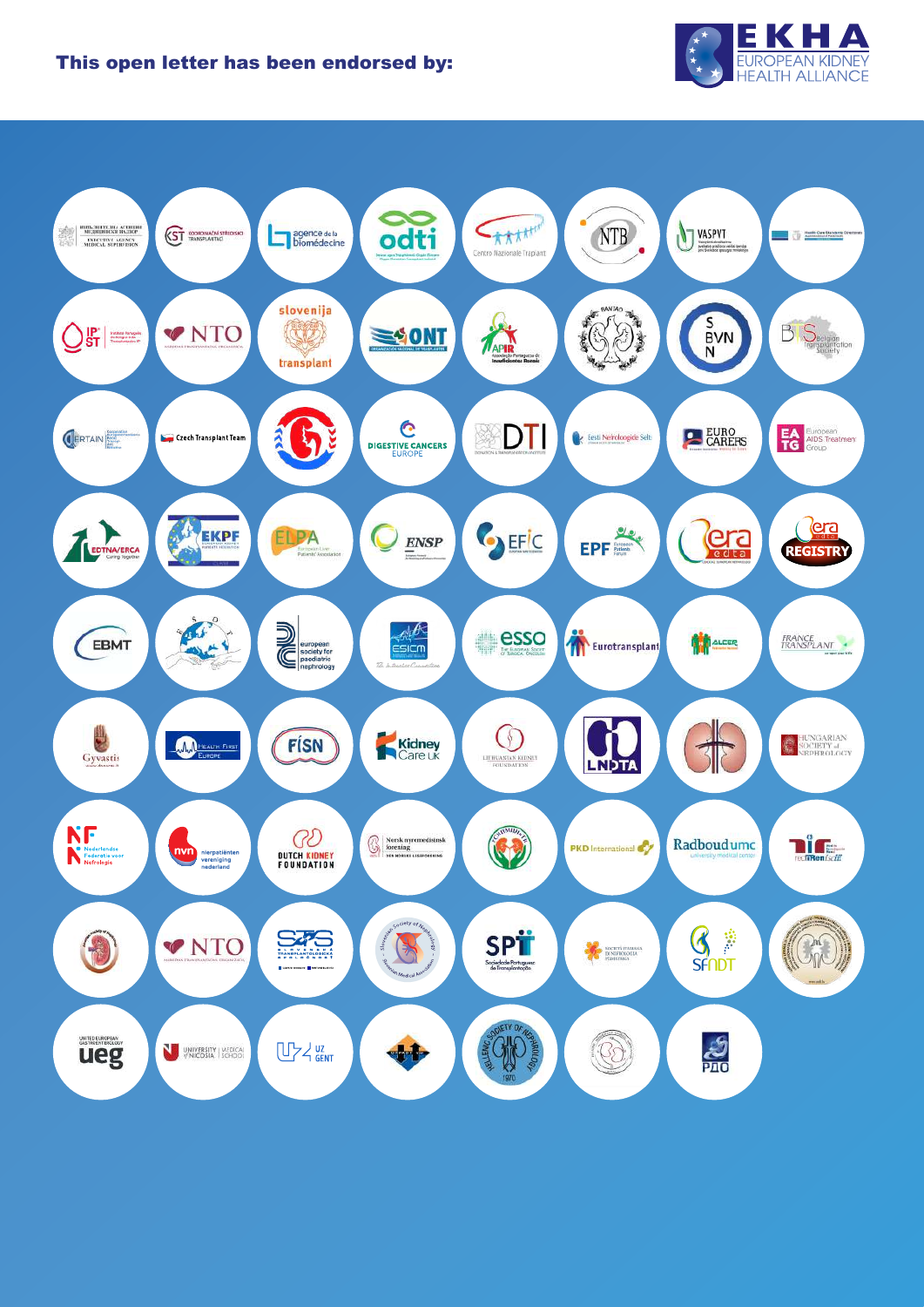**This open letter has been endorsed by:**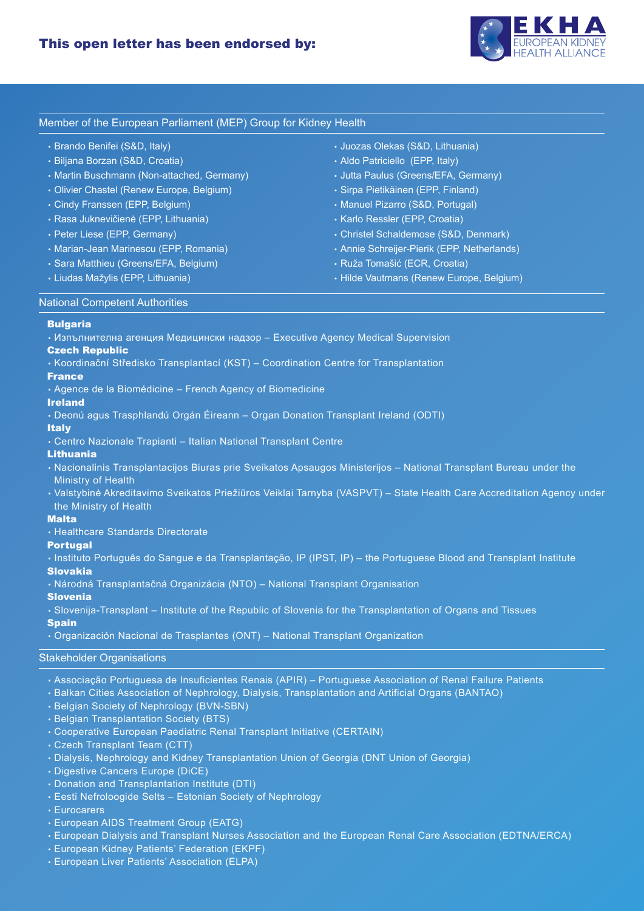## This open letter has been endorsed by:

### Member of the European Parliament (MEP) Group for Kidney Health

- Brando Benifei (S&D, Italy)
- Biljana Borzan (S&D, Croatia)
- Martin Buschmann (Non-attached, Germany)
- Olivier Chastel (Renew Europe, Belgium)
- Cindy Franssen (EPP, Belgium)
- Rasa Juknevičienė (EPP, Lithuania)
- Peter Liese (EPP, Germany)
- Marian-Jean Marinescu (EPP, Romania)
- Sara Matthieu (Greens/EFA, Belgium)
- Liudas Mažylis (EPP, Lithuania)
- Juozas Olekas (S&D, Lithuania)
- Aldo Patriciello (EPP, Italy)
- Jutta Paulus (Greens/EFA, Germany)
- Sirpa Pietikäinen (EPP, Finland)
- Manuel Pizarro (S&D, Portugal)
- Karlo Ressler (EPP, Croatia)
- Christel Schaldemose (S&D, Denmark)
- Annie Schreijer-Pierik (EPP, Netherlands)
- Ruža Tomašić (ECR, Croatia)
- Hilde Vautmans (Renew Europe, Belgium)

### National Competent Authorities

**Bulgaria**
- Изпълнителна агенция Медицински надзор – Executive Agency Medical Supervision

**Czech Republic**
- Koordinační Středisko Transplantací (KST) – Coordination Centre for Transplantation

**France**
- Agence de la Biomédicine – French Agency of Biomedicine

**Ireland**
- Deonú agus Trasphlandú Orgán Éireann – Organ Donation Transplant Ireland (ODTI)

**Italy**
- Centro Nazionale Trapianti – Italian National Transplant Centre

**Lithuania**
- Nacionalinis Transplantacijos Biuras prie Sveikatos Apsaugos Ministerijos – National Transplant Bureau under the Ministry of Health
- Valstybinė Akreditavimo Sveikatos Priežiūros Veiklai Tarnyba (VASPVT) – State Health Care Accreditation Agency under the Ministry of Health

**Malta**
- Healthcare Standards Directorate

**Portugal**
- Instituto Português do Sangue e da Transplantação, IP (IPST, IP) – the Portuguese Blood and Transplant Institute

**Slovakia**
- Národná Transplantačná Organizácia (NTO) – National Transplant Organisation

**Slovenia**
- Slovenija-Transplant – Institute of the Republic of Slovenia for the Transplantation of Organs and Tissues

**Spain**
- Organización Nacional de Trasplantes (ONT) – National Transplant Organization

### Stakeholder Organisations

- Associação Portuguesa de Insuficientes Renais (APIR) – Portuguese Association of Renal Failure Patients
- Balkan Cities Association of Nephrology, Dialysis, Transplantation and Artificial Organs (BANTAO)
- Belgian Society of Nephrology (BVN-SBN)
- Belgian Transplantation Society (BTS)
- Cooperative European Paediatric Renal Transplant Initiative (CERTAIN)
- Czech Transplant Team (CTT)
- Dialysis, Nephrology and Kidney Transplantation Union of Georgia (DNT Union of Georgia)
- Digestive Cancers Europe (DiCE)
- Donation and Transplantation Institute (DTI)
- Eesti Nefroloogide Selts – Estonian Society of Nephrology
- Eurocarers
- European AIDS Treatment Group (EATG)
- European Dialysis and Transplant Nurses Association and the European Renal Care Association (EDTNA/ERCA)
- European Kidney Patients' Federation (EKPF)
- European Liver Patients' Association (ELPA)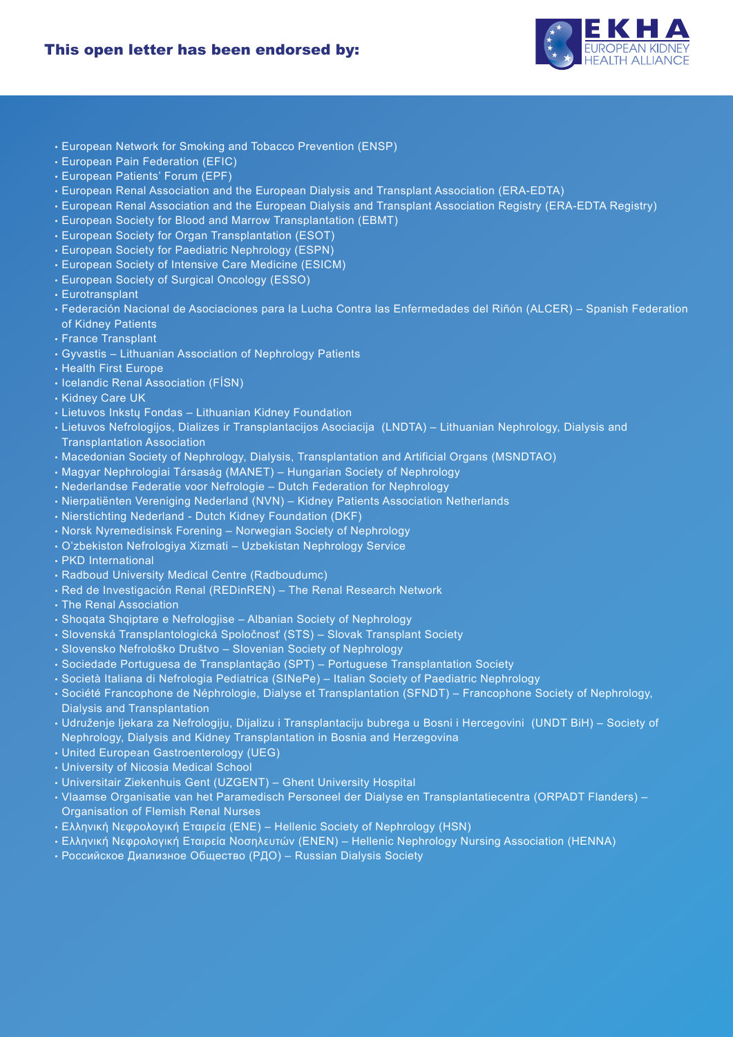## This open letter has been endorsed by:

- European Network for Smoking and Tobacco Prevention (ENSP)
- European Pain Federation (EFIC)
- European Patients' Forum (EPF)
- European Renal Association and the European Dialysis and Transplant Association (ERA-EDTA)
- European Renal Association and the European Dialysis and Transplant Association Registry (ERA-EDTA Registry)
- European Society for Blood and Marrow Transplantation (EBMT)
- European Society for Organ Transplantation (ESOT)
- European Society for Paediatric Nephrology (ESPN)
- European Society of Intensive Care Medicine (ESICM)
- European Society of Surgical Oncology (ESSO)
- Eurotransplant
- Federación Nacional de Asociaciones para la Lucha Contra las Enfermedades del Riñón (ALCER) – Spanish Federation of Kidney Patients
- France Transplant
- Gyvastis – Lithuanian Association of Nephrology Patients
- Health First Europe
- Icelandic Renal Association (FÍSN)
- Kidney Care UK
- Lietuvos Inkstų Fondas – Lithuanian Kidney Foundation
- Lietuvos Nefrologijos, Dializes ir Transplantacijos Asociacija (LNDTA) – Lithuanian Nephrology, Dialysis and Transplantation Association
- Macedonian Society of Nephrology, Dialysis, Transplantation and Artificial Organs (MSNDTAO)
- Magyar Nephrologiai Társaság (MANET) – Hungarian Society of Nephrology
- Nederlandse Federatie voor Nefrologie – Dutch Federation for Nephrology
- Nierpatiënten Vereniging Nederland (NVN) – Kidney Patients Association Netherlands
- Nierstichting Nederland - Dutch Kidney Foundation (DKF)
- Norsk Nyremedisinsk Forening – Norwegian Society of Nephrology
- O'zbekiston Nefrologiya Xizmati – Uzbekistan Nephrology Service
- PKD International
- Radboud University Medical Centre (Radboudumc)
- Red de Investigación Renal (REDinREN) – The Renal Research Network
- The Renal Association
- Shoqata Shqiptare e Nefrologjise – Albanian Society of Nephrology
- Slovenská Transplantologická Spoločnosť (STS) – Slovak Transplant Society
- Slovensko Nefrološko Društvo – Slovenian Society of Nephrology
- Sociedade Portuguesa de Transplantação (SPT) – Portuguese Transplantation Society
- Società Italiana di Nefrologia Pediatrica (SINePe) – Italian Society of Paediatric Nephrology
- Société Francophone de Néphrologie, Dialyse et Transplantation (SFNDT) – Francophone Society of Nephrology, Dialysis and Transplantation
- Udruženje ljekara za Nefrologiju, Dijalizu i Transplantaciju bubrega u Bosni i Hercegovini (UNDT BiH) – Society of Nephrology, Dialysis and Kidney Transplantation in Bosnia and Herzegovina
- United European Gastroenterology (UEG)
- University of Nicosia Medical School
- Universitair Ziekenhuis Gent (UZGENT) – Ghent University Hospital
- Vlaamse Organisatie van het Paramedisch Personeel der Dialyse en Transplantatiecentra (ORPADT Flanders) – Organisation of Flemish Renal Nurses
- Ελληνική Νεφρολογική Εταιρεία (ΕΝΕ) – Hellenic Society of Nephrology (HSN)
- Ελληνική Νεφρολογική Εταιρεία Νοσηλευτών (ΕΝΕΝ) – Hellenic Nephrology Nursing Association (HENNA)
- Российское Диализное Общество (РДО) – Russian Dialysis Society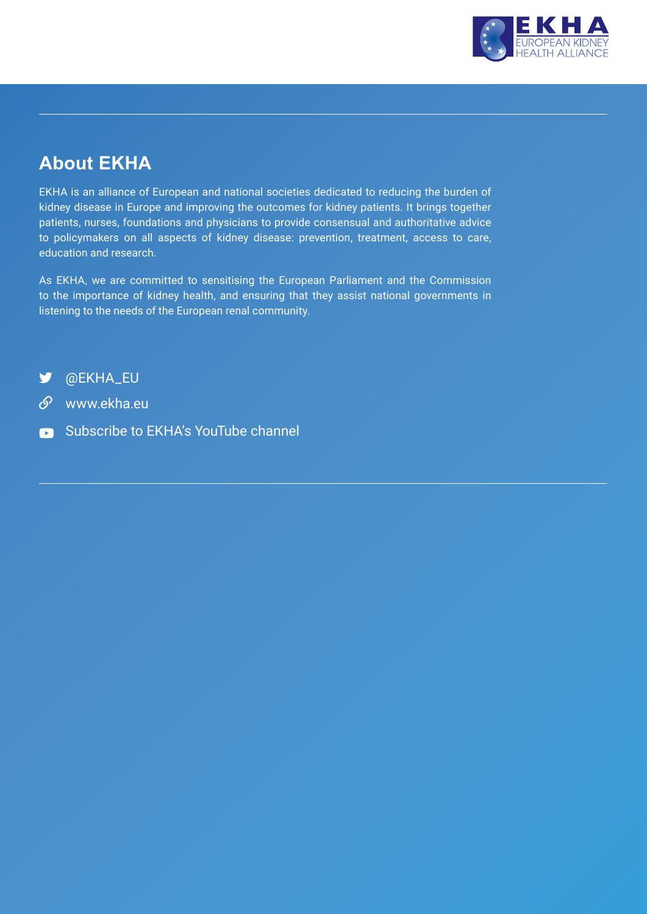## About EKHA

EKHA is an alliance of European and national societies dedicated to reducing the burden of kidney disease in Europe and improving the outcomes for kidney patients. It brings together patients, nurses, foundations and physicians to provide consensual and authoritative advice to policymakers on all aspects of kidney disease: prevention, treatment, access to care, education and research.

As EKHA, we are committed to sensitising the European Parliament and the Commission to the importance of kidney health, and ensuring that they assist national governments in listening to the needs of the European renal community.

@EKHA_EU

www.ekha.eu

Subscribe to EKHA's YouTube channel